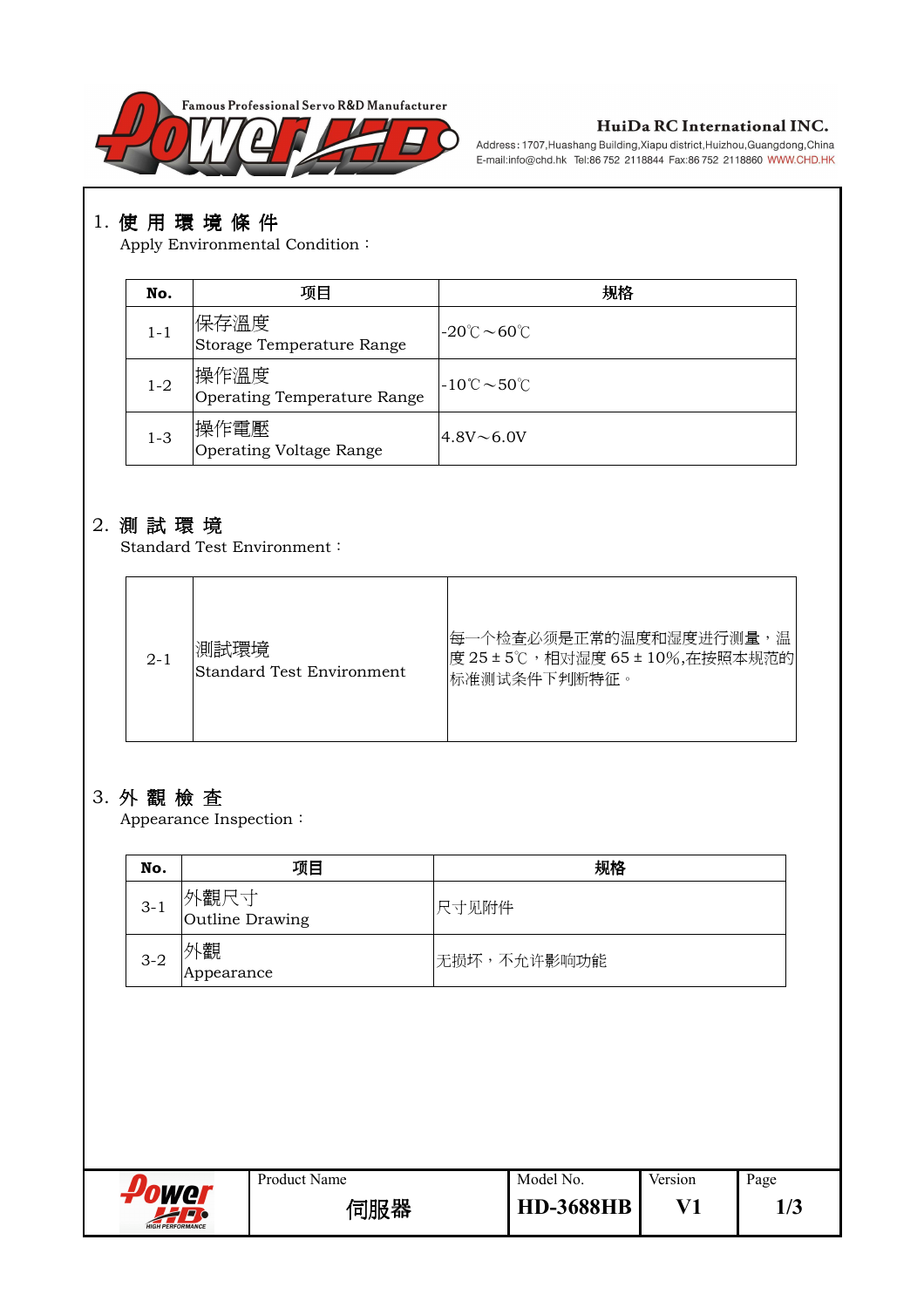HuiDa RC International INC.

Address: 1707,Huashang Building,Xiapu district,Huizhou,Guangdong,China
E-mail:info@chd.hk Tel:86 752 2118844 Fax:86 752 2118860 WWW.CHD.HK

## 1. 使 用 環 境 條 件

Apply Environmental Condition：

| No. | 项目 | 规格 |
|---|---|---|
| 1-1 | 保存溫度<br>Storage Temperature Range | -20℃～60℃ |
| 1-2 | 操作溫度<br>Operating Temperature Range | -10℃～50℃ |
| 1-3 | 操作電壓<br>Operating Voltage Range | 4.8V～6.0V |

## 2. 測 試 環 境

Standard Test Environment：

| | | |
|---|---|---|
| 2-1 | 測試環境<br>Standard Test Environment | 每一个检查必须是正常的温度和湿度进行测量，温度 25 ± 5℃，相对湿度 65 ± 10%,在按照本规范的标准测试条件下判断特征。 |

## 3. 外 觀 檢 查

Appearance Inspection：

| No. | 项目 | 规格 |
|---|---|---|
| 3-1 | 外觀尺寸<br>Outline Drawing | 尺寸见附件 |
| 3-2 | 外觀<br>Appearance | 无损坏，不允许影响功能 |

| Product Name | Model No. | Version | Page |
|---|---|---|---|
| 伺服器 | HD-3688HB | V1 | 1/3 |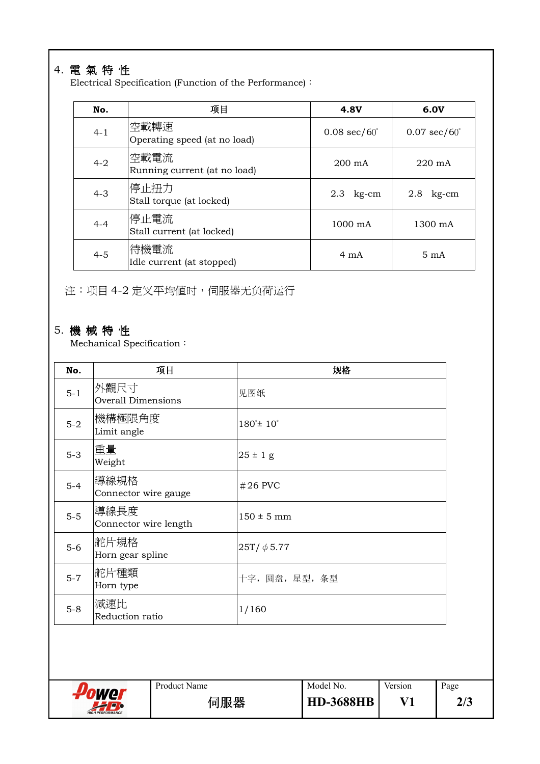## 4. 電 氣 特 性

Electrical Specification (Function of the Performance)：

| No. | 項目 | 4.8V | 6.0V |
|---|---|---|---|
| 4-1 | 空載轉速<br>Operating speed (at no load) | 0.08 sec/60° | 0.07 sec/60° |
| 4-2 | 空載電流<br>Running current (at no load) | 200 mA | 220 mA |
| 4-3 | 停止扭力<br>Stall torque (at locked) | 2.3 kg-cm | 2.8 kg-cm |
| 4-4 | 停止電流<br>Stall current (at locked) | 1000 mA | 1300 mA |
| 4-5 | 待機電流<br>Idle current (at stopped) | 4 mA | 5 mA |

注：项目 4-2 定义平均值时，伺服器无负荷运行

## 5. 機 械 特 性

Mechanical Specification：

| No. | 項目 | 規格 |
|---|---|---|
| 5-1 | 外觀尺寸<br>Overall Dimensions | 见图纸 |
| 5-2 | 機構極限角度<br>Limit angle | 180°± 10° |
| 5-3 | 重量<br>Weight | 25 ± 1 g |
| 5-4 | 導線規格<br>Connector wire gauge | #26 PVC |
| 5-5 | 導線長度<br>Connector wire length | 150 ± 5 mm |
| 5-6 | 舵片規格<br>Horn gear spline | 25T/ φ5.77 |
| 5-7 | 舵片種類<br>Horn type | 十字，圆盘，星型，条型 |
| 5-8 | 減速比<br>Reduction ratio | 1/160 |

| Product Name | Model No. | Version |
|---|---|---|
| 伺服器 | HD-3688HB | V1 |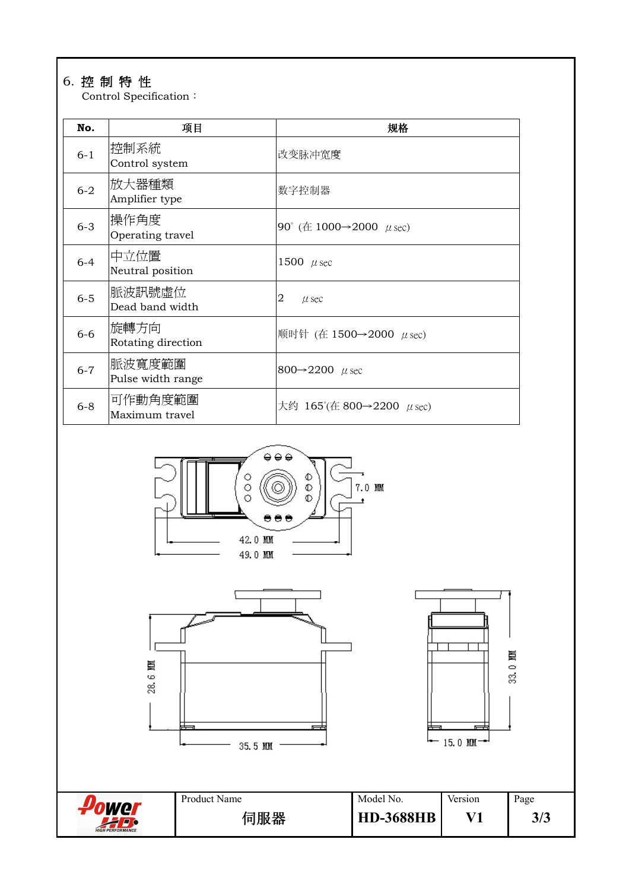## 6. 控 制 特 性

Control Specification：

| No. | 项目 | 规格 |
| --- | --- | --- |
| 6-1 | 控制系統 Control system | 改变脉冲宽度 |
| 6-2 | 放大器種類 Amplifier type | 数字控制器 |
| 6-3 | 操作角度 Operating travel | 90° (在 1000→2000 μsec) |
| 6-4 | 中立位置 Neutral position | 1500 μsec |
| 6-5 | 脈波訊號虛位 Dead band width | 2 μsec |
| 6-6 | 旋轉方向 Rotating direction | 顺时针 (在 1500→2000 μsec) |
| 6-7 | 脈波寬度範圍 Pulse width range | 800→2200 μsec |
| 6-8 | 可作動角度範圍 Maximum travel | 大约 165°(在 800→2200 μsec) |

7.0 MM

42.0 MM

49.0 MM

28.6 MM

35.5 MM

33.0 MM

15.0 MM

| Product Name | Model No. | Version | Page |
| --- | --- | --- | --- |
| 伺服器 | HD-3688HB | V1 | 3/3 |